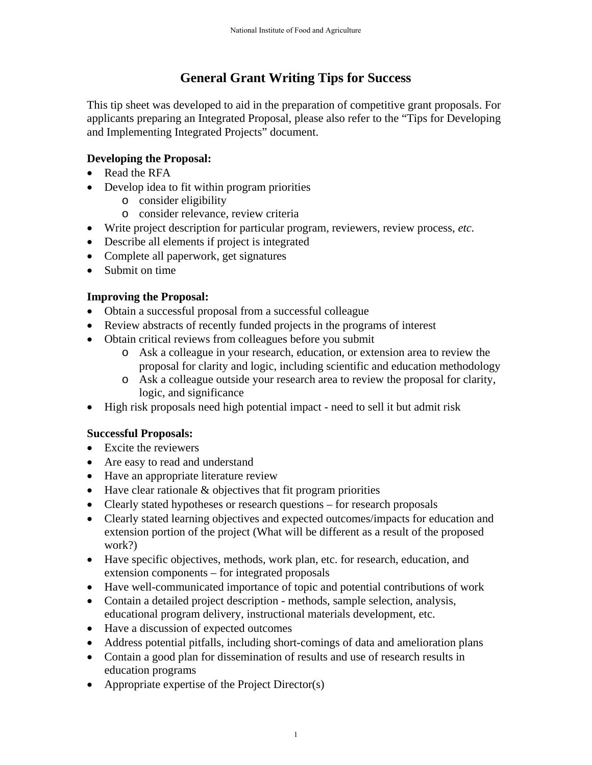# General Grant Writing Tips for Success

This tip sheet was developed to aid in the preparation of competitive grant proposals. For applicants preparing an Integrated Proposal, please also refer to the "Tips for Developing and Implementing Integrated Projects" document.

**Developing the Proposal:**

- Read the RFA
- Develop idea to fit within program priorities
  - consider eligibility
  - consider relevance, review criteria
- Write project description for particular program, reviewers, review process, *etc.*
- Describe all elements if project is integrated
- Complete all paperwork, get signatures
- Submit on time

**Improving the Proposal:**

- Obtain a successful proposal from a successful colleague
- Review abstracts of recently funded projects in the programs of interest
- Obtain critical reviews from colleagues before you submit
  - Ask a colleague in your research, education, or extension area to review the proposal for clarity and logic, including scientific and education methodology
  - Ask a colleague outside your research area to review the proposal for clarity, logic, and significance
- High risk proposals need high potential impact - need to sell it but admit risk

**Successful Proposals:**

- Excite the reviewers
- Are easy to read and understand
- Have an appropriate literature review
- Have clear rationale & objectives that fit program priorities
- Clearly stated hypotheses or research questions – for research proposals
- Clearly stated learning objectives and expected outcomes/impacts for education and extension portion of the project (What will be different as a result of the proposed work?)
- Have specific objectives, methods, work plan, etc. for research, education, and extension components – for integrated proposals
- Have well-communicated importance of topic and potential contributions of work
- Contain a detailed project description - methods, sample selection, analysis, educational program delivery, instructional materials development, etc.
- Have a discussion of expected outcomes
- Address potential pitfalls, including short-comings of data and amelioration plans
- Contain a good plan for dissemination of results and use of research results in education programs
- Appropriate expertise of the Project Director(s)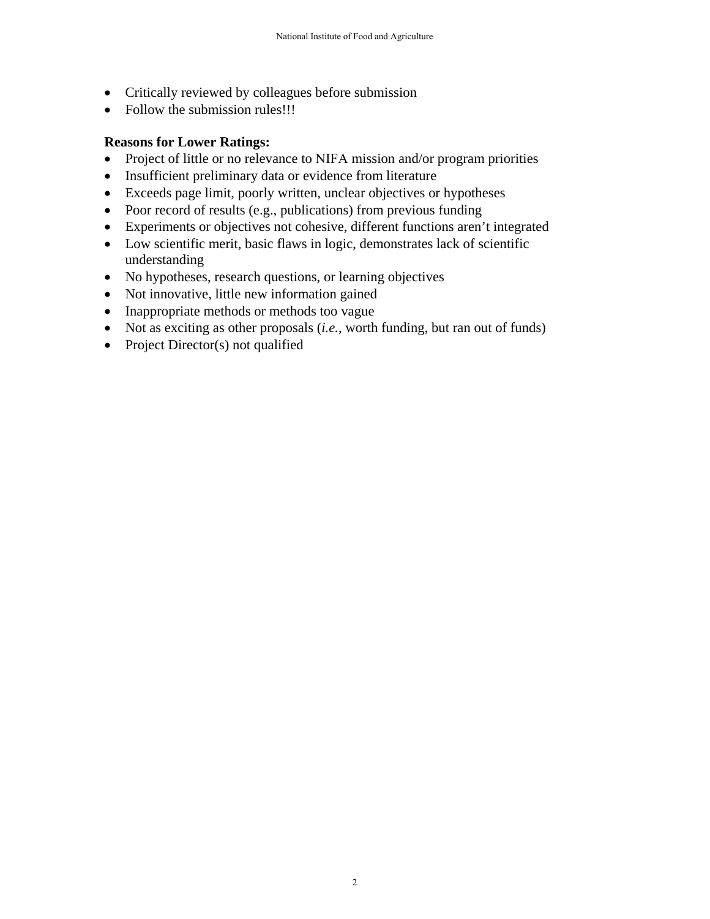- Critically reviewed by colleagues before submission
- Follow the submission rules!!!

**Reasons for Lower Ratings:**

- Project of little or no relevance to NIFA mission and/or program priorities
- Insufficient preliminary data or evidence from literature
- Exceeds page limit, poorly written, unclear objectives or hypotheses
- Poor record of results (e.g., publications) from previous funding
- Experiments or objectives not cohesive, different functions aren't integrated
- Low scientific merit, basic flaws in logic, demonstrates lack of scientific understanding
- No hypotheses, research questions, or learning objectives
- Not innovative, little new information gained
- Inappropriate methods or methods too vague
- Not as exciting as other proposals (*i.e.*, worth funding, but ran out of funds)
- Project Director(s) not qualified